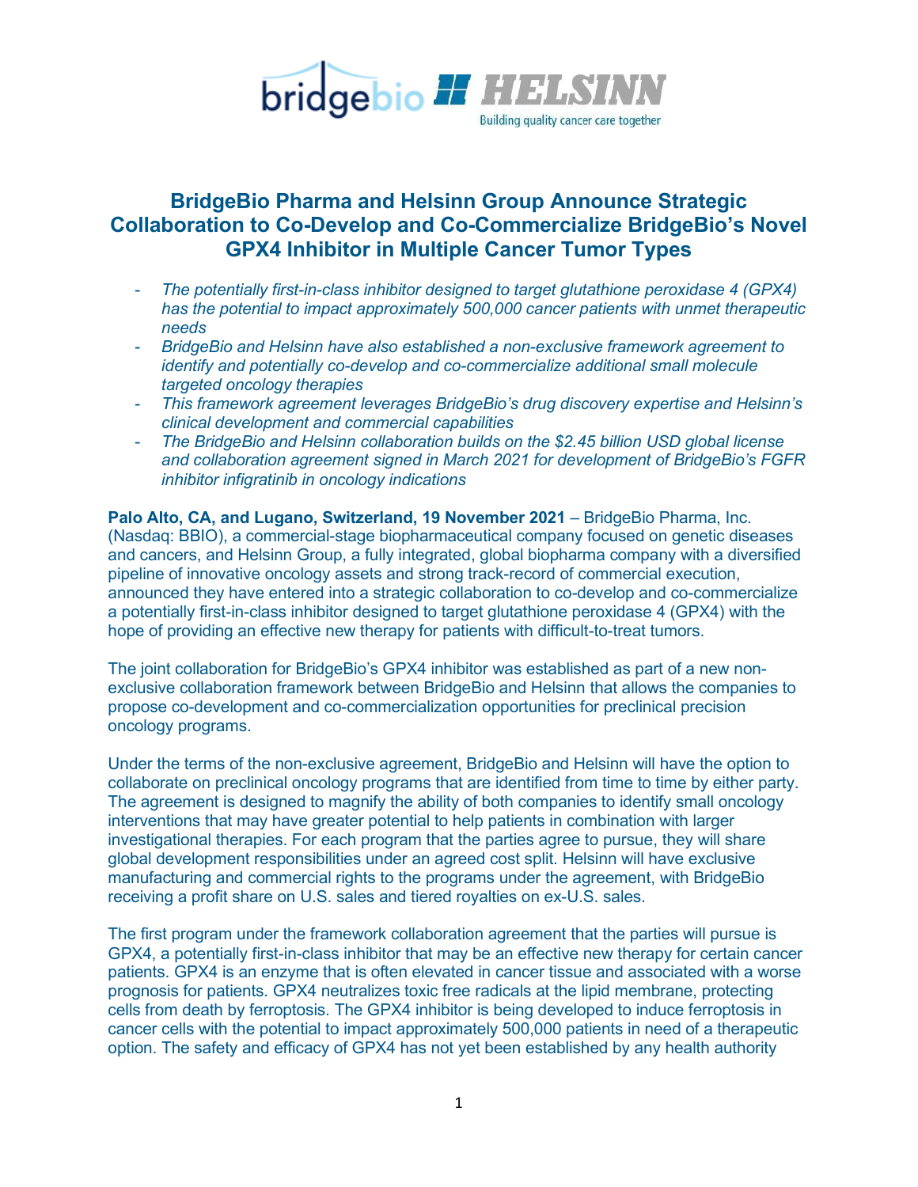# BridgeBio Pharma and Helsinn Group Announce Strategic Collaboration to Co-Develop and Co-Commercialize BridgeBio's Novel GPX4 Inhibitor in Multiple Cancer Tumor Types

- *The potentially first-in-class inhibitor designed to target glutathione peroxidase 4 (GPX4) has the potential to impact approximately 500,000 cancer patients with unmet therapeutic needs*
- *BridgeBio and Helsinn have also established a non-exclusive framework agreement to identify and potentially co-develop and co-commercialize additional small molecule targeted oncology therapies*
- *This framework agreement leverages BridgeBio's drug discovery expertise and Helsinn's clinical development and commercial capabilities*
- *The BridgeBio and Helsinn collaboration builds on the $2.45 billion USD global license and collaboration agreement signed in March 2021 for development of BridgeBio's FGFR inhibitor infigratinib in oncology indications*

**Palo Alto, CA, and Lugano, Switzerland, 19 November 2021** – BridgeBio Pharma, Inc. (Nasdaq: BBIO), a commercial-stage biopharmaceutical company focused on genetic diseases and cancers, and Helsinn Group, a fully integrated, global biopharma company with a diversified pipeline of innovative oncology assets and strong track-record of commercial execution, announced they have entered into a strategic collaboration to co-develop and co-commercialize a potentially first-in-class inhibitor designed to target glutathione peroxidase 4 (GPX4) with the hope of providing an effective new therapy for patients with difficult-to-treat tumors.

The joint collaboration for BridgeBio's GPX4 inhibitor was established as part of a new non-exclusive collaboration framework between BridgeBio and Helsinn that allows the companies to propose co-development and co-commercialization opportunities for preclinical precision oncology programs.

Under the terms of the non-exclusive agreement, BridgeBio and Helsinn will have the option to collaborate on preclinical oncology programs that are identified from time to time by either party. The agreement is designed to magnify the ability of both companies to identify small oncology interventions that may have greater potential to help patients in combination with larger investigational therapies. For each program that the parties agree to pursue, they will share global development responsibilities under an agreed cost split. Helsinn will have exclusive manufacturing and commercial rights to the programs under the agreement, with BridgeBio receiving a profit share on U.S. sales and tiered royalties on ex-U.S. sales.

The first program under the framework collaboration agreement that the parties will pursue is GPX4, a potentially first-in-class inhibitor that may be an effective new therapy for certain cancer patients. GPX4 is an enzyme that is often elevated in cancer tissue and associated with a worse prognosis for patients. GPX4 neutralizes toxic free radicals at the lipid membrane, protecting cells from death by ferroptosis. The GPX4 inhibitor is being developed to induce ferroptosis in cancer cells with the potential to impact approximately 500,000 patients in need of a therapeutic option. The safety and efficacy of GPX4 has not yet been established by any health authority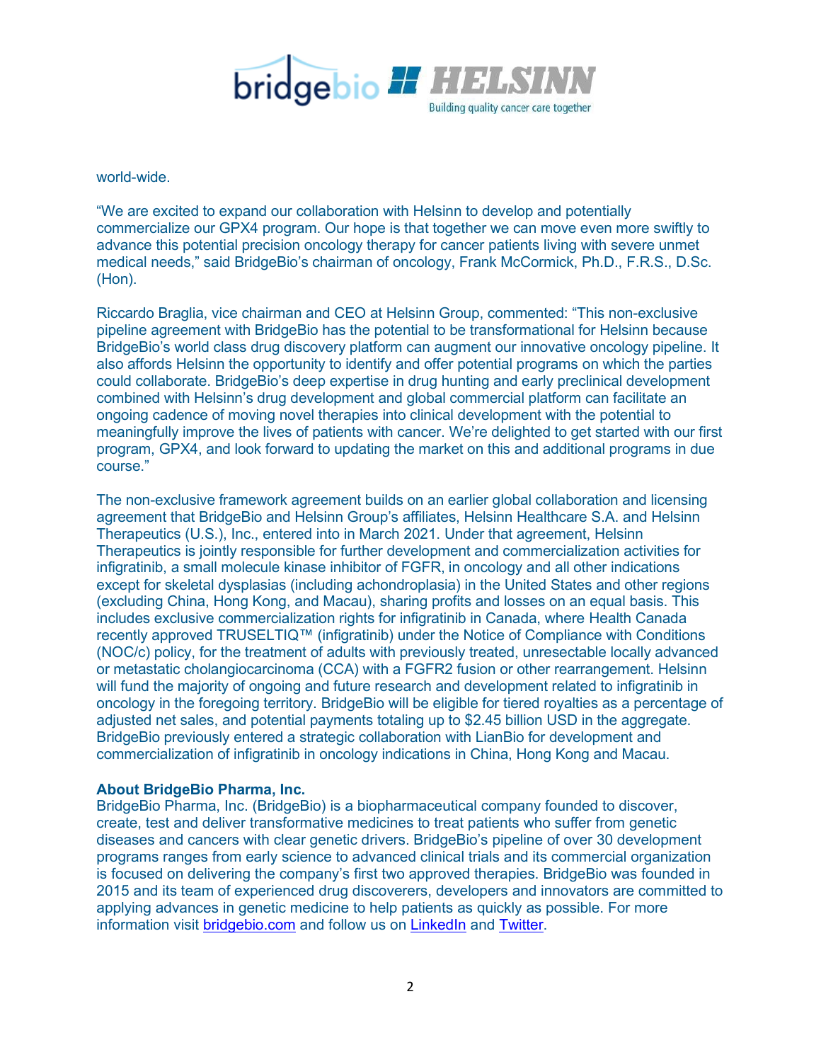world-wide.

“We are excited to expand our collaboration with Helsinn to develop and potentially commercialize our GPX4 program. Our hope is that together we can move even more swiftly to advance this potential precision oncology therapy for cancer patients living with severe unmet medical needs,” said BridgeBio’s chairman of oncology, Frank McCormick, Ph.D., F.R.S., D.Sc. (Hon).

Riccardo Braglia, vice chairman and CEO at Helsinn Group, commented: “This non-exclusive pipeline agreement with BridgeBio has the potential to be transformational for Helsinn because BridgeBio’s world class drug discovery platform can augment our innovative oncology pipeline. It also affords Helsinn the opportunity to identify and offer potential programs on which the parties could collaborate. BridgeBio’s deep expertise in drug hunting and early preclinical development combined with Helsinn’s drug development and global commercial platform can facilitate an ongoing cadence of moving novel therapies into clinical development with the potential to meaningfully improve the lives of patients with cancer. We’re delighted to get started with our first program, GPX4, and look forward to updating the market on this and additional programs in due course.”

The non-exclusive framework agreement builds on an earlier global collaboration and licensing agreement that BridgeBio and Helsinn Group’s affiliates, Helsinn Healthcare S.A. and Helsinn Therapeutics (U.S.), Inc., entered into in March 2021. Under that agreement, Helsinn Therapeutics is jointly responsible for further development and commercialization activities for infigratinib, a small molecule kinase inhibitor of FGFR, in oncology and all other indications except for skeletal dysplasias (including achondroplasia) in the United States and other regions (excluding China, Hong Kong, and Macau), sharing profits and losses on an equal basis. This includes exclusive commercialization rights for infigratinib in Canada, where Health Canada recently approved TRUSELTIQ™ (infigratinib) under the Notice of Compliance with Conditions (NOC/c) policy, for the treatment of adults with previously treated, unresectable locally advanced or metastatic cholangiocarcinoma (CCA) with a FGFR2 fusion or other rearrangement. Helsinn will fund the majority of ongoing and future research and development related to infigratinib in oncology in the foregoing territory. BridgeBio will be eligible for tiered royalties as a percentage of adjusted net sales, and potential payments totaling up to $2.45 billion USD in the aggregate. BridgeBio previously entered a strategic collaboration with LianBio for development and commercialization of infigratinib in oncology indications in China, Hong Kong and Macau.

**About BridgeBio Pharma, Inc.**

BridgeBio Pharma, Inc. (BridgeBio) is a biopharmaceutical company founded to discover, create, test and deliver transformative medicines to treat patients who suffer from genetic diseases and cancers with clear genetic drivers. BridgeBio’s pipeline of over 30 development programs ranges from early science to advanced clinical trials and its commercial organization is focused on delivering the company’s first two approved therapies. BridgeBio was founded in 2015 and its team of experienced drug discoverers, developers and innovators are committed to applying advances in genetic medicine to help patients as quickly as possible. For more information visit bridgebio.com and follow us on LinkedIn and Twitter.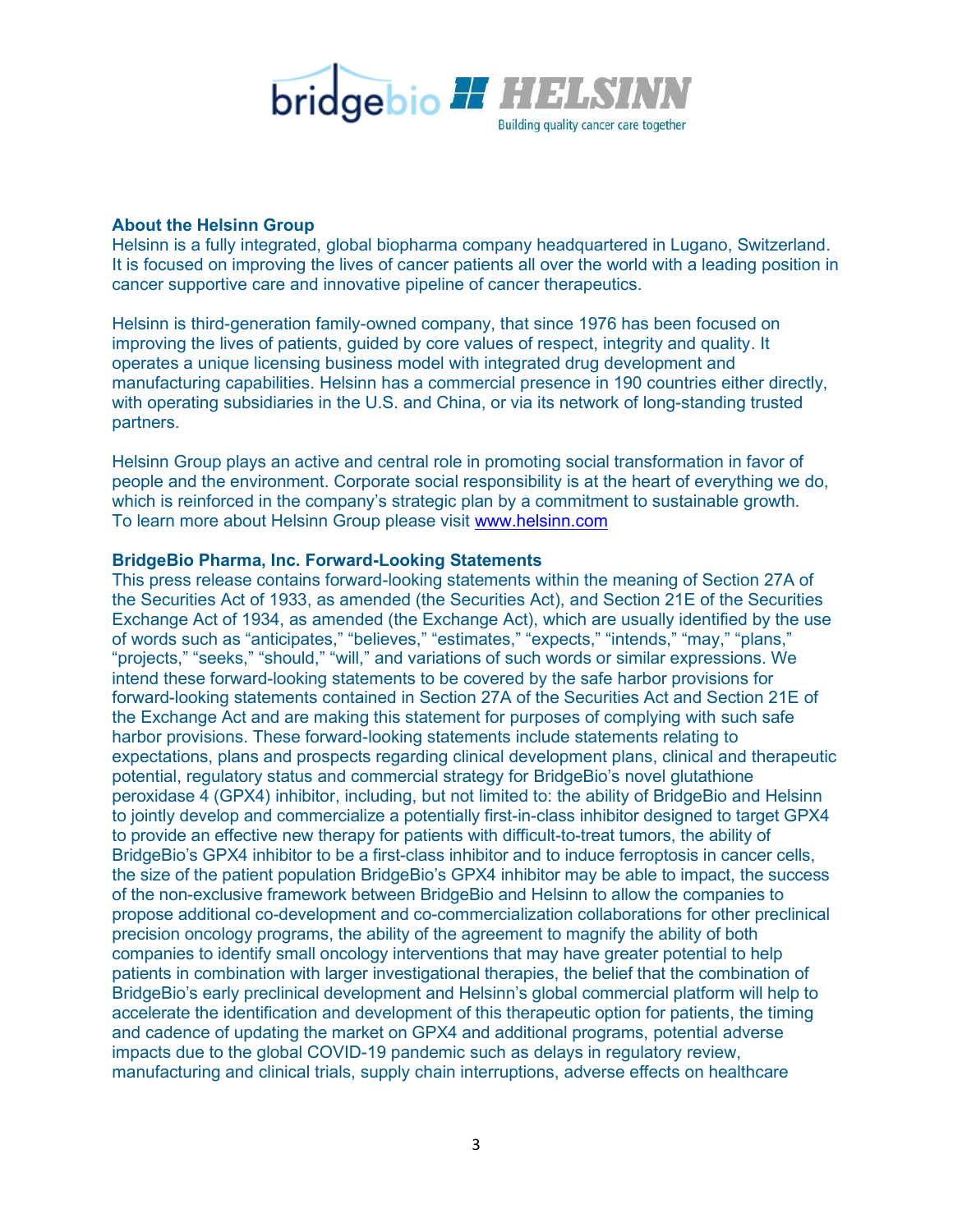**About the Helsinn Group**

Helsinn is a fully integrated, global biopharma company headquartered in Lugano, Switzerland. It is focused on improving the lives of cancer patients all over the world with a leading position in cancer supportive care and innovative pipeline of cancer therapeutics.

Helsinn is third-generation family-owned company, that since 1976 has been focused on improving the lives of patients, guided by core values of respect, integrity and quality. It operates a unique licensing business model with integrated drug development and manufacturing capabilities. Helsinn has a commercial presence in 190 countries either directly, with operating subsidiaries in the U.S. and China, or via its network of long-standing trusted partners.

Helsinn Group plays an active and central role in promoting social transformation in favor of people and the environment. Corporate social responsibility is at the heart of everything we do, which is reinforced in the company's strategic plan by a commitment to sustainable growth. To learn more about Helsinn Group please visit [www.helsinn.com](http://www.helsinn.com)

**BridgeBio Pharma, Inc. Forward-Looking Statements**

This press release contains forward-looking statements within the meaning of Section 27A of the Securities Act of 1933, as amended (the Securities Act), and Section 21E of the Securities Exchange Act of 1934, as amended (the Exchange Act), which are usually identified by the use of words such as "anticipates," "believes," "estimates," "expects," "intends," "may," "plans," "projects," "seeks," "should," "will," and variations of such words or similar expressions. We intend these forward-looking statements to be covered by the safe harbor provisions for forward-looking statements contained in Section 27A of the Securities Act and Section 21E of the Exchange Act and are making this statement for purposes of complying with such safe harbor provisions. These forward-looking statements include statements relating to expectations, plans and prospects regarding clinical development plans, clinical and therapeutic potential, regulatory status and commercial strategy for BridgeBio's novel glutathione peroxidase 4 (GPX4) inhibitor, including, but not limited to: the ability of BridgeBio and Helsinn to jointly develop and commercialize a potentially first-in-class inhibitor designed to target GPX4 to provide an effective new therapy for patients with difficult-to-treat tumors, the ability of BridgeBio's GPX4 inhibitor to be a first-class inhibitor and to induce ferroptosis in cancer cells, the size of the patient population BridgeBio's GPX4 inhibitor may be able to impact, the success of the non-exclusive framework between BridgeBio and Helsinn to allow the companies to propose additional co-development and co-commercialization collaborations for other preclinical precision oncology programs, the ability of the agreement to magnify the ability of both companies to identify small oncology interventions that may have greater potential to help patients in combination with larger investigational therapies, the belief that the combination of BridgeBio's early preclinical development and Helsinn's global commercial platform will help to accelerate the identification and development of this therapeutic option for patients, the timing and cadence of updating the market on GPX4 and additional programs, potential adverse impacts due to the global COVID-19 pandemic such as delays in regulatory review, manufacturing and clinical trials, supply chain interruptions, adverse effects on healthcare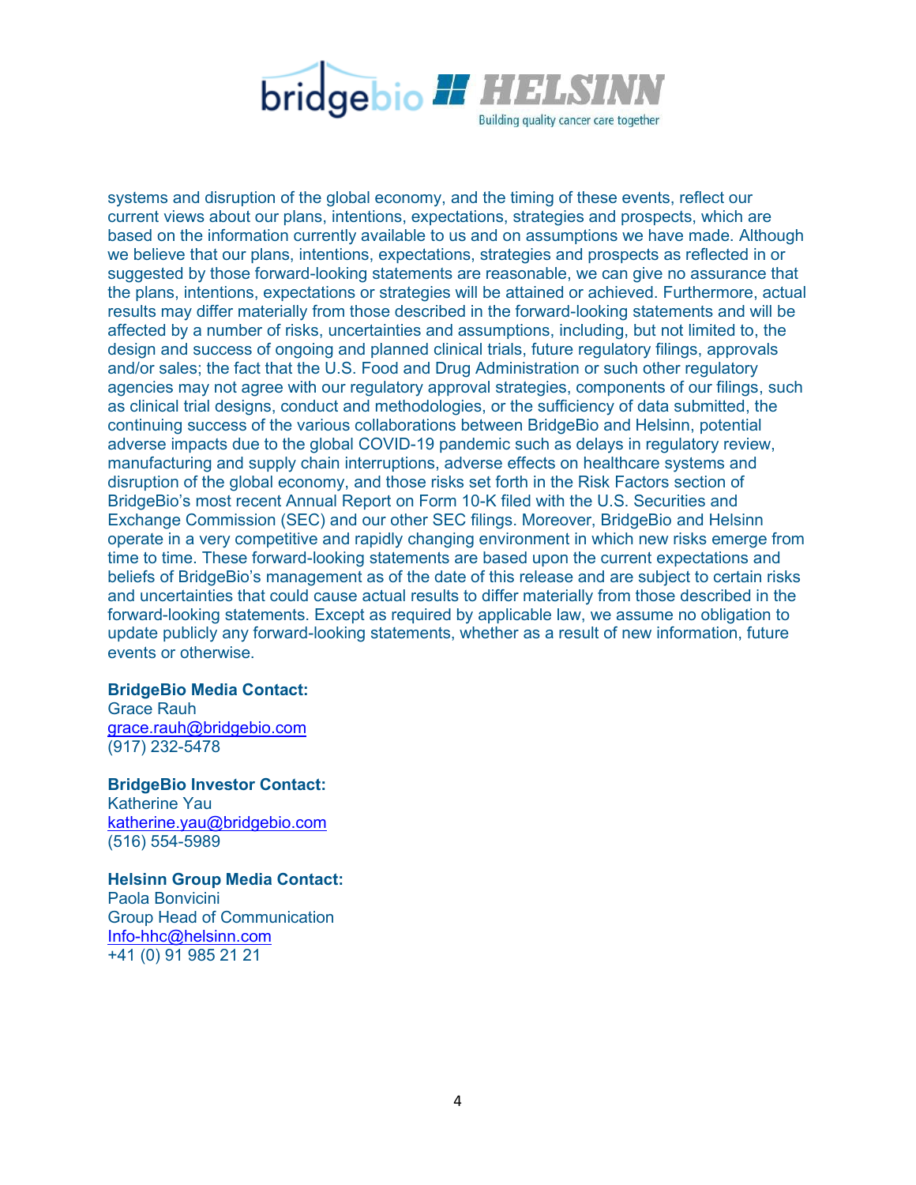systems and disruption of the global economy, and the timing of these events, reflect our current views about our plans, intentions, expectations, strategies and prospects, which are based on the information currently available to us and on assumptions we have made. Although we believe that our plans, intentions, expectations, strategies and prospects as reflected in or suggested by those forward-looking statements are reasonable, we can give no assurance that the plans, intentions, expectations or strategies will be attained or achieved. Furthermore, actual results may differ materially from those described in the forward-looking statements and will be affected by a number of risks, uncertainties and assumptions, including, but not limited to, the design and success of ongoing and planned clinical trials, future regulatory filings, approvals and/or sales; the fact that the U.S. Food and Drug Administration or such other regulatory agencies may not agree with our regulatory approval strategies, components of our filings, such as clinical trial designs, conduct and methodologies, or the sufficiency of data submitted, the continuing success of the various collaborations between BridgeBio and Helsinn, potential adverse impacts due to the global COVID-19 pandemic such as delays in regulatory review, manufacturing and supply chain interruptions, adverse effects on healthcare systems and disruption of the global economy, and those risks set forth in the Risk Factors section of BridgeBio's most recent Annual Report on Form 10-K filed with the U.S. Securities and Exchange Commission (SEC) and our other SEC filings. Moreover, BridgeBio and Helsinn operate in a very competitive and rapidly changing environment in which new risks emerge from time to time. These forward-looking statements are based upon the current expectations and beliefs of BridgeBio's management as of the date of this release and are subject to certain risks and uncertainties that could cause actual results to differ materially from those described in the forward-looking statements. Except as required by applicable law, we assume no obligation to update publicly any forward-looking statements, whether as a result of new information, future events or otherwise.

**BridgeBio Media Contact:**
Grace Rauh
grace.rauh@bridgebio.com
(917) 232-5478

**BridgeBio Investor Contact:**
Katherine Yau
katherine.yau@bridgebio.com
(516) 554-5989

**Helsinn Group Media Contact:**
Paola Bonvicini
Group Head of Communication
Info-hhc@helsinn.com
+41 (0) 91 985 21 21